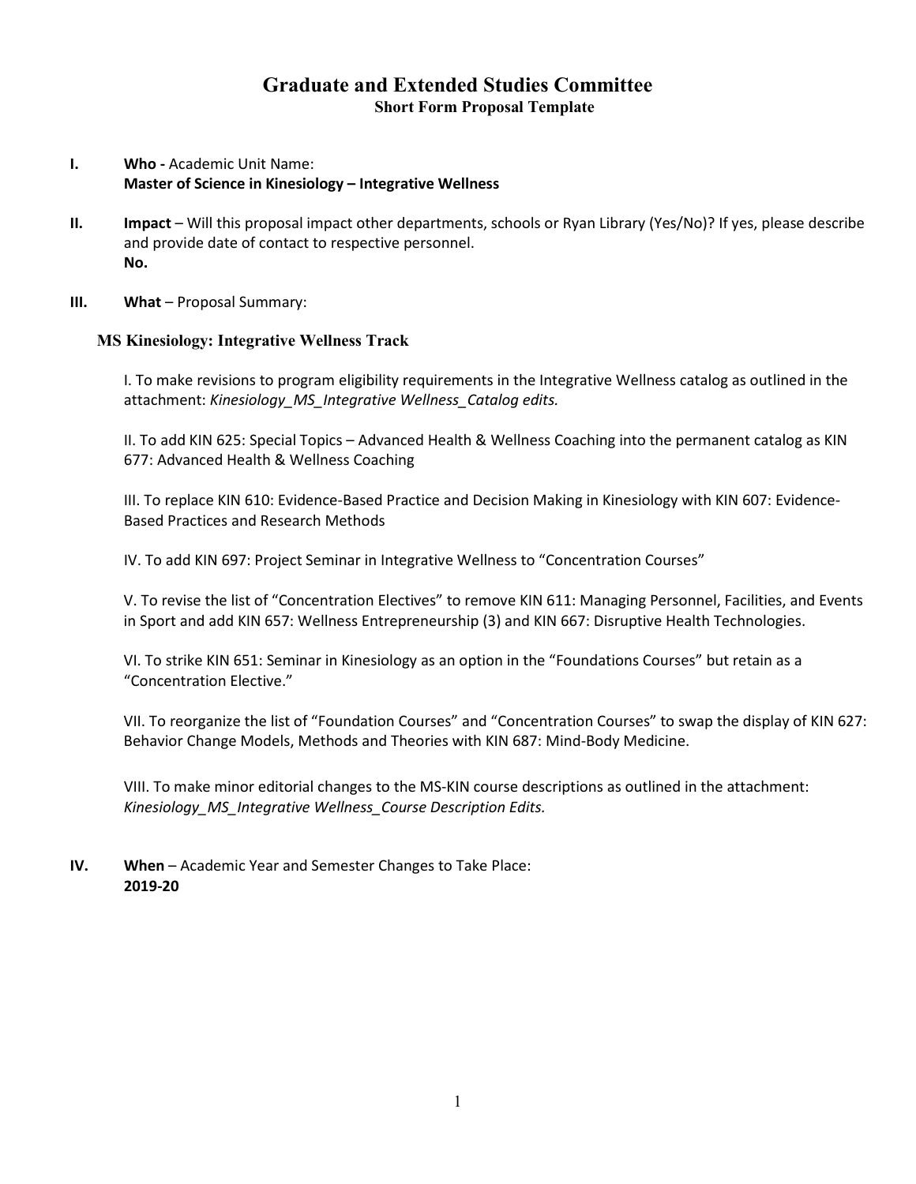# Graduate and Extended Studies Committee

## Short Form Proposal Template

**I.** **Who -** Academic Unit Name:
**Master of Science in Kinesiology – Integrative Wellness**

**II.** **Impact** – Will this proposal impact other departments, schools or Ryan Library (Yes/No)? If yes, please describe and provide date of contact to respective personnel.
**No.**

**III.** **What** – Proposal Summary:

### MS Kinesiology: Integrative Wellness Track

I. To make revisions to program eligibility requirements in the Integrative Wellness catalog as outlined in the attachment: *Kinesiology_MS_Integrative Wellness_Catalog edits.*

II. To add KIN 625: Special Topics – Advanced Health & Wellness Coaching into the permanent catalog as KIN 677: Advanced Health & Wellness Coaching

III. To replace KIN 610: Evidence-Based Practice and Decision Making in Kinesiology with KIN 607: Evidence-Based Practices and Research Methods

IV. To add KIN 697: Project Seminar in Integrative Wellness to "Concentration Courses"

V. To revise the list of "Concentration Electives" to remove KIN 611: Managing Personnel, Facilities, and Events in Sport and add KIN 657: Wellness Entrepreneurship (3) and KIN 667: Disruptive Health Technologies.

VI. To strike KIN 651: Seminar in Kinesiology as an option in the "Foundations Courses" but retain as a "Concentration Elective."

VII. To reorganize the list of "Foundation Courses" and "Concentration Courses" to swap the display of KIN 627: Behavior Change Models, Methods and Theories with KIN 687: Mind-Body Medicine.

VIII. To make minor editorial changes to the MS-KIN course descriptions as outlined in the attachment: *Kinesiology_MS_Integrative Wellness_Course Description Edits.*

**IV.** **When** – Academic Year and Semester Changes to Take Place:
**2019-20**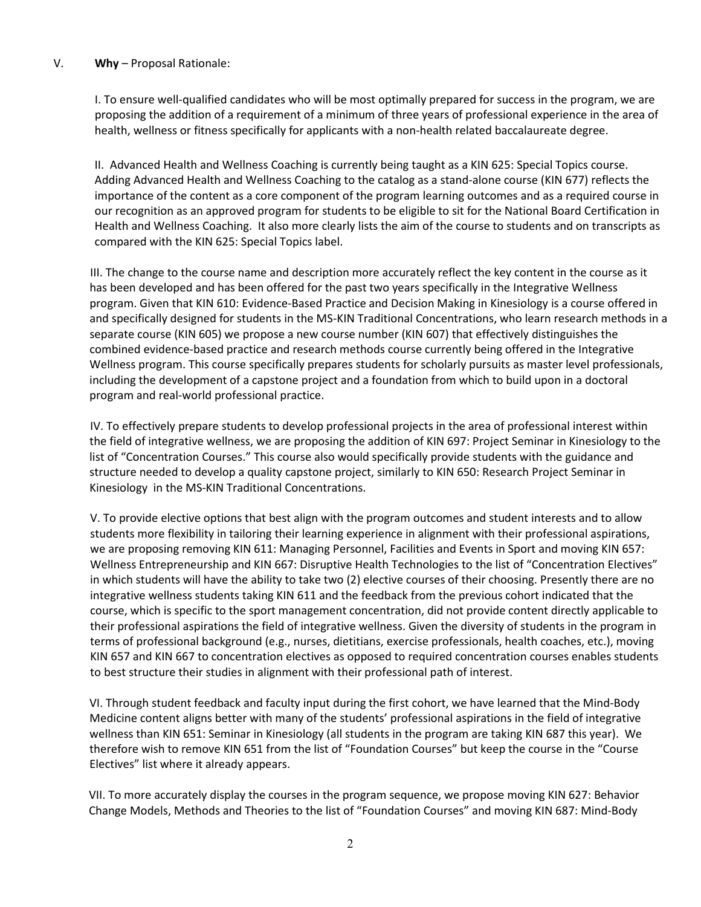V. **Why** – Proposal Rationale:

I. To ensure well-qualified candidates who will be most optimally prepared for success in the program, we are proposing the addition of a requirement of a minimum of three years of professional experience in the area of health, wellness or fitness specifically for applicants with a non-health related baccalaureate degree.

II. Advanced Health and Wellness Coaching is currently being taught as a KIN 625: Special Topics course. Adding Advanced Health and Wellness Coaching to the catalog as a stand-alone course (KIN 677) reflects the importance of the content as a core component of the program learning outcomes and as a required course in our recognition as an approved program for students to be eligible to sit for the National Board Certification in Health and Wellness Coaching. It also more clearly lists the aim of the course to students and on transcripts as compared with the KIN 625: Special Topics label.

III. The change to the course name and description more accurately reflect the key content in the course as it has been developed and has been offered for the past two years specifically in the Integrative Wellness program. Given that KIN 610: Evidence-Based Practice and Decision Making in Kinesiology is a course offered in and specifically designed for students in the MS-KIN Traditional Concentrations, who learn research methods in a separate course (KIN 605) we propose a new course number (KIN 607) that effectively distinguishes the combined evidence-based practice and research methods course currently being offered in the Integrative Wellness program. This course specifically prepares students for scholarly pursuits as master level professionals, including the development of a capstone project and a foundation from which to build upon in a doctoral program and real-world professional practice.

IV. To effectively prepare students to develop professional projects in the area of professional interest within the field of integrative wellness, we are proposing the addition of KIN 697: Project Seminar in Kinesiology to the list of "Concentration Courses." This course also would specifically provide students with the guidance and structure needed to develop a quality capstone project, similarly to KIN 650: Research Project Seminar in Kinesiology in the MS-KIN Traditional Concentrations.

V. To provide elective options that best align with the program outcomes and student interests and to allow students more flexibility in tailoring their learning experience in alignment with their professional aspirations, we are proposing removing KIN 611: Managing Personnel, Facilities and Events in Sport and moving KIN 657: Wellness Entrepreneurship and KIN 667: Disruptive Health Technologies to the list of "Concentration Electives" in which students will have the ability to take two (2) elective courses of their choosing. Presently there are no integrative wellness students taking KIN 611 and the feedback from the previous cohort indicated that the course, which is specific to the sport management concentration, did not provide content directly applicable to their professional aspirations the field of integrative wellness. Given the diversity of students in the program in terms of professional background (e.g., nurses, dietitians, exercise professionals, health coaches, etc.), moving KIN 657 and KIN 667 to concentration electives as opposed to required concentration courses enables students to best structure their studies in alignment with their professional path of interest.

VI. Through student feedback and faculty input during the first cohort, we have learned that the Mind-Body Medicine content aligns better with many of the students' professional aspirations in the field of integrative wellness than KIN 651: Seminar in Kinesiology (all students in the program are taking KIN 687 this year). We therefore wish to remove KIN 651 from the list of "Foundation Courses" but keep the course in the "Course Electives" list where it already appears.

VII. To more accurately display the courses in the program sequence, we propose moving KIN 627: Behavior Change Models, Methods and Theories to the list of "Foundation Courses" and moving KIN 687: Mind-Body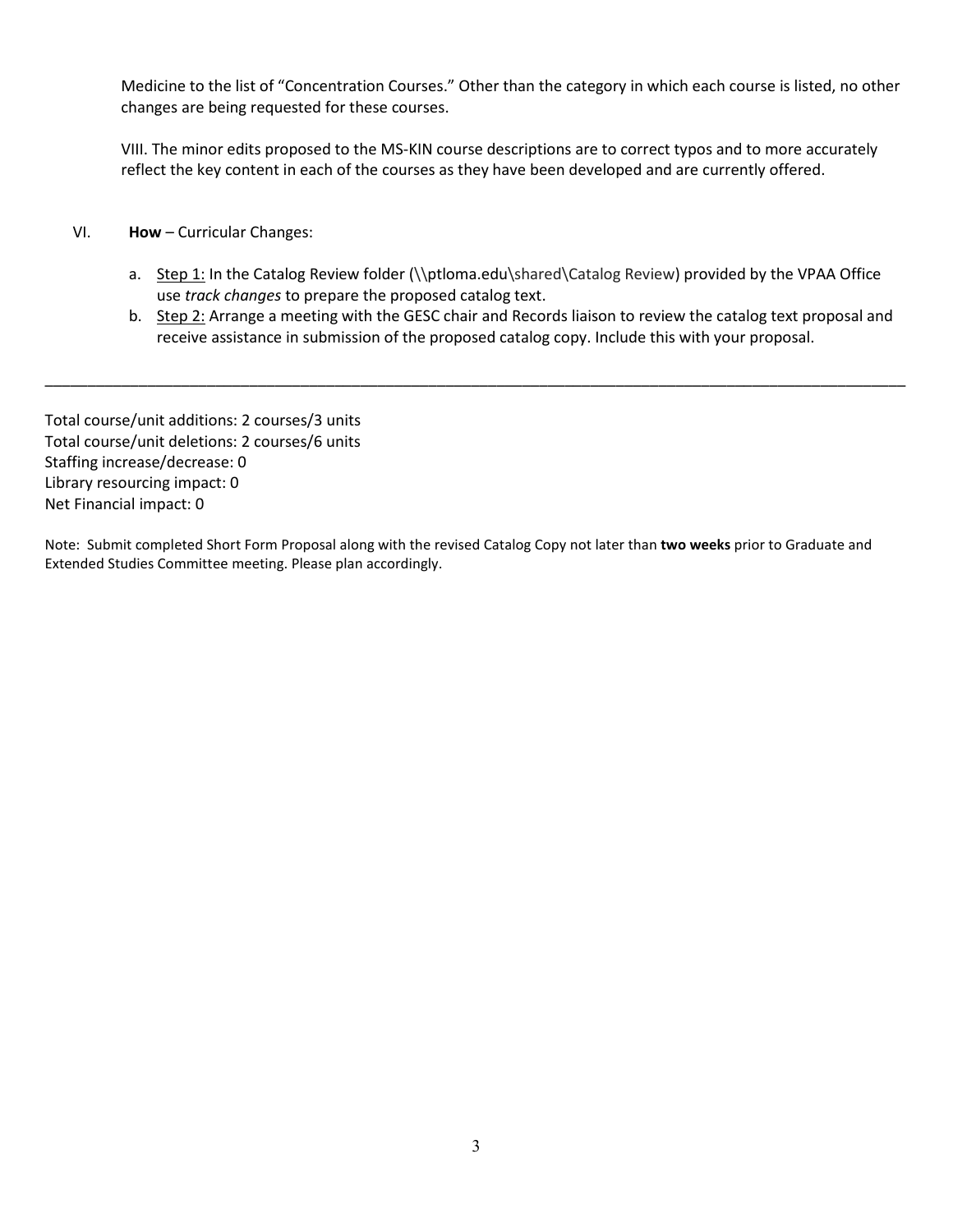Medicine to the list of "Concentration Courses." Other than the category in which each course is listed, no other changes are being requested for these courses.

VIII. The minor edits proposed to the MS-KIN course descriptions are to correct typos and to more accurately reflect the key content in each of the courses as they have been developed and are currently offered.

VI. **How** – Curricular Changes:

a. Step 1: In the Catalog Review folder (\\ptloma.edu\shared\Catalog Review) provided by the VPAA Office use *track changes* to prepare the proposed catalog text.
b. Step 2: Arrange a meeting with the GESC chair and Records liaison to review the catalog text proposal and receive assistance in submission of the proposed catalog copy. Include this with your proposal.

---

Total course/unit additions: 2 courses/3 units
Total course/unit deletions: 2 courses/6 units
Staffing increase/decrease: 0
Library resourcing impact: 0
Net Financial impact: 0

Note: Submit completed Short Form Proposal along with the revised Catalog Copy not later than **two weeks** prior to Graduate and Extended Studies Committee meeting. Please plan accordingly.